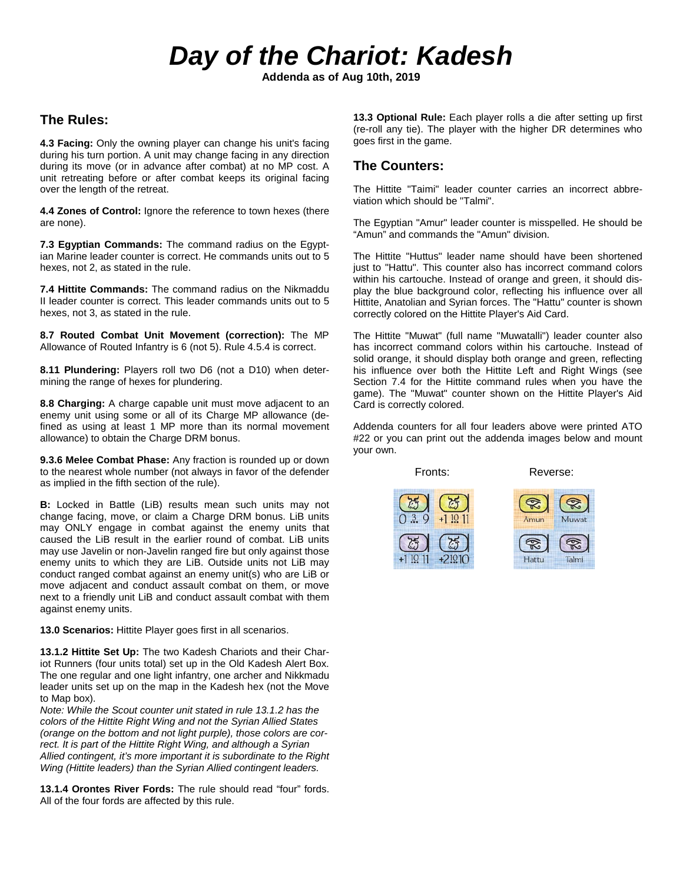# Day of the Chariot: Kadesh

**Addenda as of Aug 10th, 2019**

## The Rules:

**4.3 Facing:** Only the owning player can change his unit's facing during his turn portion. A unit may change facing in any direction during its move (or in advance after combat) at no MP cost. A unit retreating before or after combat keeps its original facing over the length of the retreat.

**4.4 Zones of Control:** Ignore the reference to town hexes (there are none).

**7.3 Egyptian Commands:** The command radius on the Egyptian Marine leader counter is correct. He commands units out to 5 hexes, not 2, as stated in the rule.

**7.4 Hittite Commands:** The command radius on the Nikmaddu II leader counter is correct. This leader commands units out to 5 hexes, not 3, as stated in the rule.

**8.7 Routed Combat Unit Movement (correction):** The MP Allowance of Routed Infantry is 6 (not 5). Rule 4.5.4 is correct.

**8.11 Plundering:** Players roll two D6 (not a D10) when determining the range of hexes for plundering.

**8.8 Charging:** A charge capable unit must move adjacent to an enemy unit using some or all of its Charge MP allowance (defined as using at least 1 MP more than its normal movement allowance) to obtain the Charge DRM bonus.

**9.3.6 Melee Combat Phase:** Any fraction is rounded up or down to the nearest whole number (not always in favor of the defender as implied in the fifth section of the rule).

**B:** Locked in Battle (LiB) results mean such units may not change facing, move, or claim a Charge DRM bonus. LiB units may ONLY engage in combat against the enemy units that caused the LiB result in the earlier round of combat. LiB units may use Javelin or non-Javelin ranged fire but only against those enemy units to which they are LiB. Outside units not LiB may conduct ranged combat against an enemy unit(s) who are LiB or move adjacent and conduct assault combat on them, or move next to a friendly unit LiB and conduct assault combat with them against enemy units.

**13.0 Scenarios:** Hittite Player goes first in all scenarios.

**13.1.2 Hittite Set Up:** The two Kadesh Chariots and their Chariot Runners (four units total) set up in the Old Kadesh Alert Box. The one regular and one light infantry, one archer and Nikkmadu leader units set up on the map in the Kadesh hex (not the Move to Map box).

*Note: While the Scout counter unit stated in rule 13.1.2 has the colors of the Hittite Right Wing and not the Syrian Allied States (orange on the bottom and not light purple), those colors are correct. It is part of the Hittite Right Wing, and although a Syrian Allied contingent, it's more important it is subordinate to the Right Wing (Hittite leaders) than the Syrian Allied contingent leaders.*

**13.1.4 Orontes River Fords:** The rule should read "four" fords. All of the four fords are affected by this rule.

**13.3 Optional Rule:** Each player rolls a die after setting up first (re-roll any tie). The player with the higher DR determines who goes first in the game.

## The Counters:

The Hittite "Taimi" leader counter carries an incorrect abbreviation which should be "Talmi".

The Egyptian "Amur" leader counter is misspelled. He should be "Amun" and commands the "Amun" division.

The Hittite "Huttus" leader name should have been shortened just to "Hattu". This counter also has incorrect command colors within his cartouche. Instead of orange and green, it should display the blue background color, reflecting his influence over all Hittite, Anatolian and Syrian forces. The "Hattu" counter is shown correctly colored on the Hittite Player's Aid Card.

The Hittite "Muwat" (full name "Muwatalli") leader counter also has incorrect command colors within his cartouche. Instead of solid orange, it should display both orange and green, reflecting his influence over both the Hittite Left and Right Wings (see Section 7.4 for the Hittite command rules when you have the game). The "Muwat" counter shown on the Hittite Player's Aid Card is correctly colored.

Addenda counters for all four leaders above were printed ATO #22 or you can print out the addenda images below and mount your own.

Fronts: Reverse:

0 3 9 | +1 10 11 | Amun | Muwat

+1 10 11 | +2 10 10 | Hattu | Talmi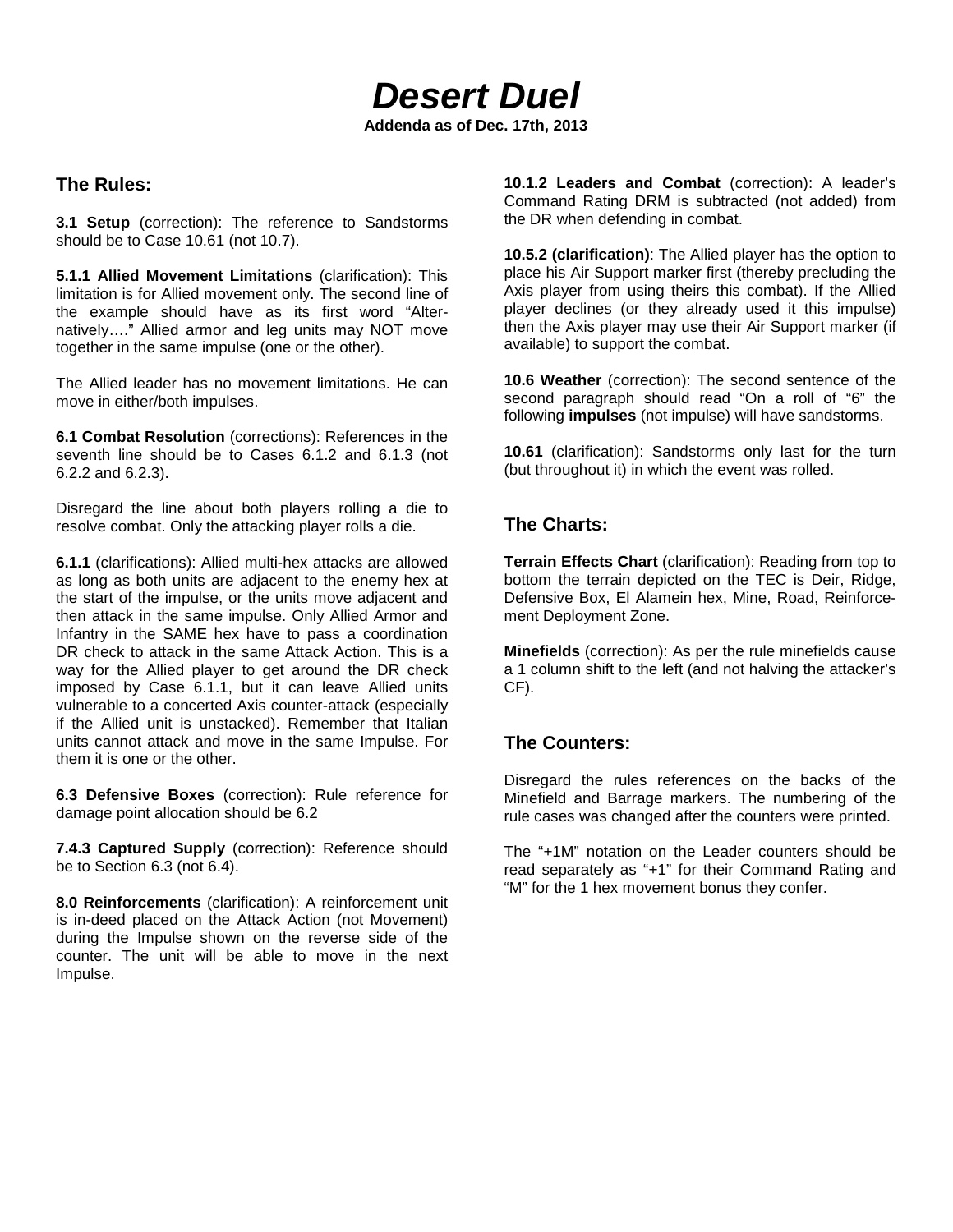# *Desert Duel*

**Addenda as of Dec. 17th, 2013**

## The Rules:

**3.1 Setup** (correction): The reference to Sandstorms should be to Case 10.61 (not 10.7).

**5.1.1 Allied Movement Limitations** (clarification): This limitation is for Allied movement only. The second line of the example should have as its first word "Alternatively…." Allied armor and leg units may NOT move together in the same impulse (one or the other).

The Allied leader has no movement limitations. He can move in either/both impulses.

**6.1 Combat Resolution** (corrections): References in the seventh line should be to Cases 6.1.2 and 6.1.3 (not 6.2.2 and 6.2.3).

Disregard the line about both players rolling a die to resolve combat. Only the attacking player rolls a die.

**6.1.1** (clarifications): Allied multi-hex attacks are allowed as long as both units are adjacent to the enemy hex at the start of the impulse, or the units move adjacent and then attack in the same impulse. Only Allied Armor and Infantry in the SAME hex have to pass a coordination DR check to attack in the same Attack Action. This is a way for the Allied player to get around the DR check imposed by Case 6.1.1, but it can leave Allied units vulnerable to a concerted Axis counter-attack (especially if the Allied unit is unstacked). Remember that Italian units cannot attack and move in the same Impulse. For them it is one or the other.

**6.3 Defensive Boxes** (correction): Rule reference for damage point allocation should be 6.2

**7.4.3 Captured Supply** (correction): Reference should be to Section 6.3 (not 6.4).

**8.0 Reinforcements** (clarification): A reinforcement unit is in-deed placed on the Attack Action (not Movement) during the Impulse shown on the reverse side of the counter. The unit will be able to move in the next Impulse.

**10.1.2 Leaders and Combat** (correction): A leader's Command Rating DRM is subtracted (not added) from the DR when defending in combat.

**10.5.2 (clarification)**: The Allied player has the option to place his Air Support marker first (thereby precluding the Axis player from using theirs this combat). If the Allied player declines (or they already used it this impulse) then the Axis player may use their Air Support marker (if available) to support the combat.

**10.6 Weather** (correction): The second sentence of the second paragraph should read "On a roll of "6" the following **impulses** (not impulse) will have sandstorms.

**10.61** (clarification): Sandstorms only last for the turn (but throughout it) in which the event was rolled.

## The Charts:

**Terrain Effects Chart** (clarification): Reading from top to bottom the terrain depicted on the TEC is Deir, Ridge, Defensive Box, El Alamein hex, Mine, Road, Reinforcement Deployment Zone.

**Minefields** (correction): As per the rule minefields cause a 1 column shift to the left (and not halving the attacker's CF).

## The Counters:

Disregard the rules references on the backs of the Minefield and Barrage markers. The numbering of the rule cases was changed after the counters were printed.

The "+1M" notation on the Leader counters should be read separately as "+1" for their Command Rating and "M" for the 1 hex movement bonus they confer.